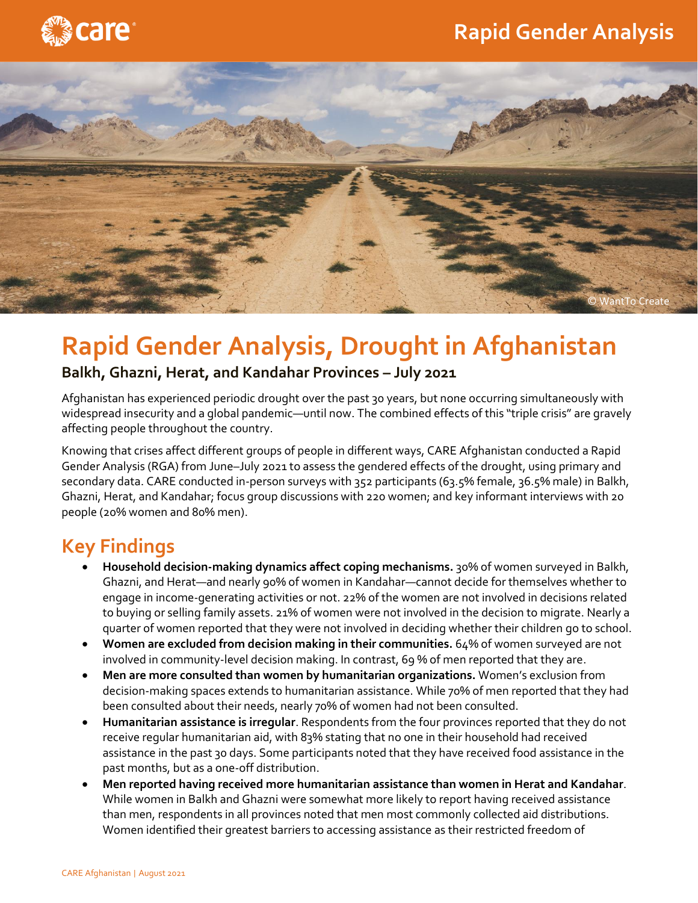# Rapid Gender Analysis, Drought in Afghanistan

### Balkh, Ghazni, Herat, and Kandahar Provinces – July 2021

Afghanistan has experienced periodic drought over the past 30 years, but none occurring simultaneously with widespread insecurity and a global pandemic—until now. The combined effects of this "triple crisis" are gravely affecting people throughout the country.

Knowing that crises affect different groups of people in different ways, CARE Afghanistan conducted a Rapid Gender Analysis (RGA) from June–July 2021 to assess the gendered effects of the drought, using primary and secondary data. CARE conducted in-person surveys with 352 participants (63.5% female, 36.5% male) in Balkh, Ghazni, Herat, and Kandahar; focus group discussions with 220 women; and key informant interviews with 20 people (20% women and 80% men).

## Key Findings

- **Household decision-making dynamics affect coping mechanisms.** 30% of women surveyed in Balkh, Ghazni, and Herat—and nearly 90% of women in Kandahar—cannot decide for themselves whether to engage in income-generating activities or not. 22% of the women are not involved in decisions related to buying or selling family assets. 21% of women were not involved in the decision to migrate. Nearly a quarter of women reported that they were not involved in deciding whether their children go to school.
- **Women are excluded from decision making in their communities.** 64% of women surveyed are not involved in community-level decision making. In contrast, 69 % of men reported that they are.
- **Men are more consulted than women by humanitarian organizations.** Women's exclusion from decision-making spaces extends to humanitarian assistance. While 70% of men reported that they had been consulted about their needs, nearly 70% of women had not been consulted.
- **Humanitarian assistance is irregular**. Respondents from the four provinces reported that they do not receive regular humanitarian aid, with 83% stating that no one in their household had received assistance in the past 30 days. Some participants noted that they have received food assistance in the past months, but as a one-off distribution.
- **Men reported having received more humanitarian assistance than women in Herat and Kandahar**. While women in Balkh and Ghazni were somewhat more likely to report having received assistance than men, respondents in all provinces noted that men most commonly collected aid distributions. Women identified their greatest barriers to accessing assistance as their restricted freedom of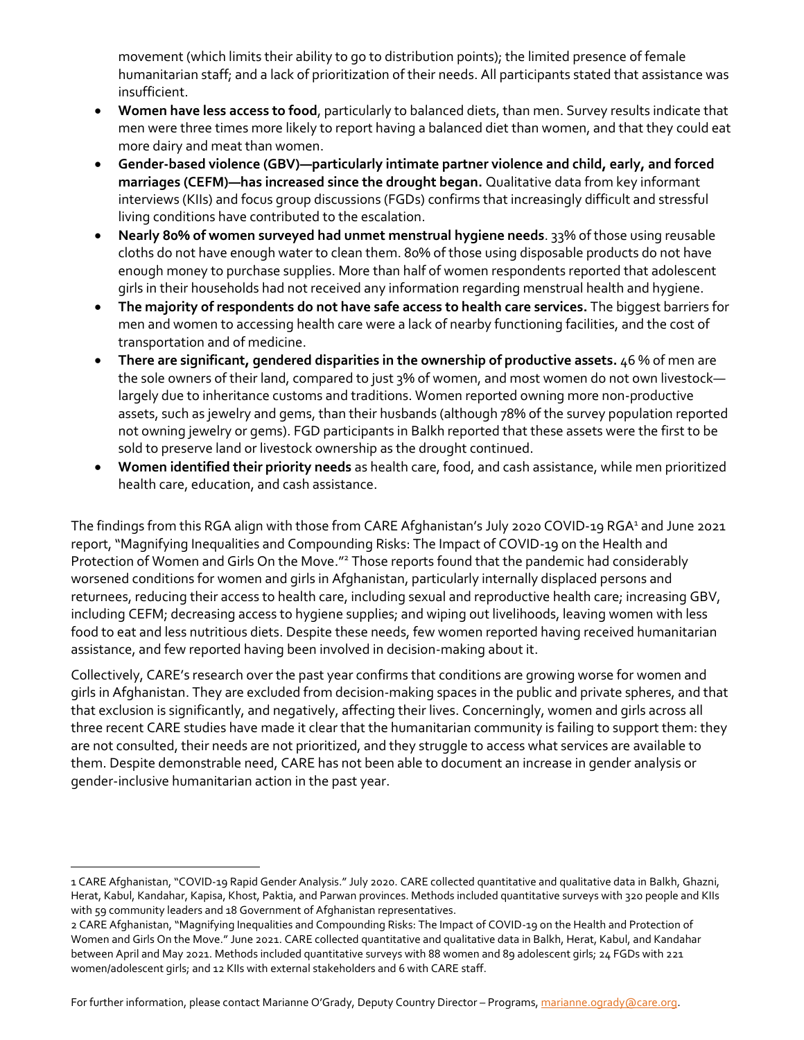movement (which limits their ability to go to distribution points); the limited presence of female humanitarian staff; and a lack of prioritization of their needs. All participants stated that assistance was insufficient.

- **Women have less access to food**, particularly to balanced diets, than men. Survey results indicate that men were three times more likely to report having a balanced diet than women, and that they could eat more dairy and meat than women.
- **Gender-based violence (GBV)—particularly intimate partner violence and child, early, and forced marriages (CEFM)—has increased since the drought began.** Qualitative data from key informant interviews (KIIs) and focus group discussions (FGDs) confirms that increasingly difficult and stressful living conditions have contributed to the escalation.
- **Nearly 80% of women surveyed had unmet menstrual hygiene needs**. 33% of those using reusable cloths do not have enough water to clean them. 80% of those using disposable products do not have enough money to purchase supplies. More than half of women respondents reported that adolescent girls in their households had not received any information regarding menstrual health and hygiene.
- **The majority of respondents do not have safe access to health care services.** The biggest barriers for men and women to accessing health care were a lack of nearby functioning facilities, and the cost of transportation and of medicine.
- **There are significant, gendered disparities in the ownership of productive assets.** 46 % of men are the sole owners of their land, compared to just 3% of women, and most women do not own livestock—largely due to inheritance customs and traditions. Women reported owning more non-productive assets, such as jewelry and gems, than their husbands (although 78% of the survey population reported not owning jewelry or gems). FGD participants in Balkh reported that these assets were the first to be sold to preserve land or livestock ownership as the drought continued.
- **Women identified their priority needs** as health care, food, and cash assistance, while men prioritized health care, education, and cash assistance.

The findings from this RGA align with those from CARE Afghanistan's July 2020 COVID-19 RGA[1] and June 2021 report, "Magnifying Inequalities and Compounding Risks: The Impact of COVID-19 on the Health and Protection of Women and Girls On the Move."[2] Those reports found that the pandemic had considerably worsened conditions for women and girls in Afghanistan, particularly internally displaced persons and returnees, reducing their access to health care, including sexual and reproductive health care; increasing GBV, including CEFM; decreasing access to hygiene supplies; and wiping out livelihoods, leaving women with less food to eat and less nutritious diets. Despite these needs, few women reported having received humanitarian assistance, and few reported having been involved in decision-making about it.

Collectively, CARE's research over the past year confirms that conditions are growing worse for women and girls in Afghanistan. They are excluded from decision-making spaces in the public and private spheres, and that that exclusion is significantly, and negatively, affecting their lives. Concerningly, women and girls across all three recent CARE studies have made it clear that the humanitarian community is failing to support them: they are not consulted, their needs are not prioritized, and they struggle to access what services are available to them. Despite demonstrable need, CARE has not been able to document an increase in gender analysis or gender-inclusive humanitarian action in the past year.

---

1 CARE Afghanistan, "COVID-19 Rapid Gender Analysis." July 2020. CARE collected quantitative and qualitative data in Balkh, Ghazni, Herat, Kabul, Kandahar, Kapisa, Khost, Paktia, and Parwan provinces. Methods included quantitative surveys with 320 people and KIIs with 59 community leaders and 18 Government of Afghanistan representatives.

2 CARE Afghanistan, "Magnifying Inequalities and Compounding Risks: The Impact of COVID-19 on the Health and Protection of Women and Girls On the Move." June 2021. CARE collected quantitative and qualitative data in Balkh, Herat, Kabul, and Kandahar between April and May 2021. Methods included quantitative surveys with 88 women and 89 adolescent girls; 24 FGDs with 221 women/adolescent girls; and 12 KIIs with external stakeholders and 6 with CARE staff.

For further information, please contact Marianne O'Grady, Deputy Country Director – Programs, marianne.ogrady@care.org.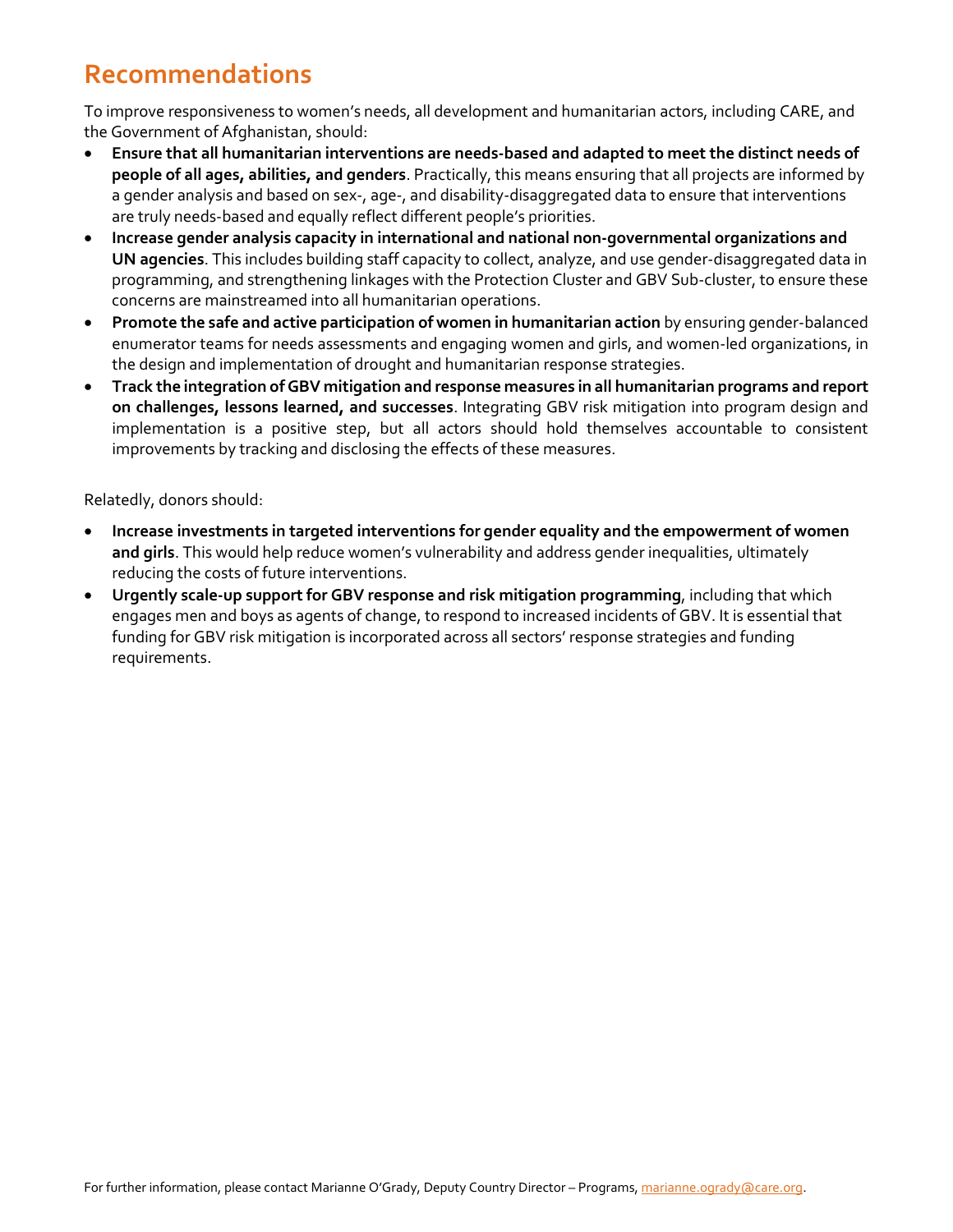## Recommendations

To improve responsiveness to women's needs, all development and humanitarian actors, including CARE, and the Government of Afghanistan, should:

- **Ensure that all humanitarian interventions are needs-based and adapted to meet the distinct needs of people of all ages, abilities, and genders**. Practically, this means ensuring that all projects are informed by a gender analysis and based on sex-, age-, and disability-disaggregated data to ensure that interventions are truly needs-based and equally reflect different people's priorities.
- **Increase gender analysis capacity in international and national non-governmental organizations and UN agencies**. This includes building staff capacity to collect, analyze, and use gender-disaggregated data in programming, and strengthening linkages with the Protection Cluster and GBV Sub-cluster, to ensure these concerns are mainstreamed into all humanitarian operations.
- **Promote the safe and active participation of women in humanitarian action** by ensuring gender-balanced enumerator teams for needs assessments and engaging women and girls, and women-led organizations, in the design and implementation of drought and humanitarian response strategies.
- **Track the integration of GBV mitigation and response measures in all humanitarian programs and report on challenges, lessons learned, and successes**. Integrating GBV risk mitigation into program design and implementation is a positive step, but all actors should hold themselves accountable to consistent improvements by tracking and disclosing the effects of these measures.

Relatedly, donors should:

- **Increase investments in targeted interventions for gender equality and the empowerment of women and girls**. This would help reduce women's vulnerability and address gender inequalities, ultimately reducing the costs of future interventions.
- **Urgently scale-up support for GBV response and risk mitigation programming**, including that which engages men and boys as agents of change, to respond to increased incidents of GBV. It is essential that funding for GBV risk mitigation is incorporated across all sectors' response strategies and funding requirements.

For further information, please contact Marianne O'Grady, Deputy Country Director – Programs, marianne.ogrady@care.org.